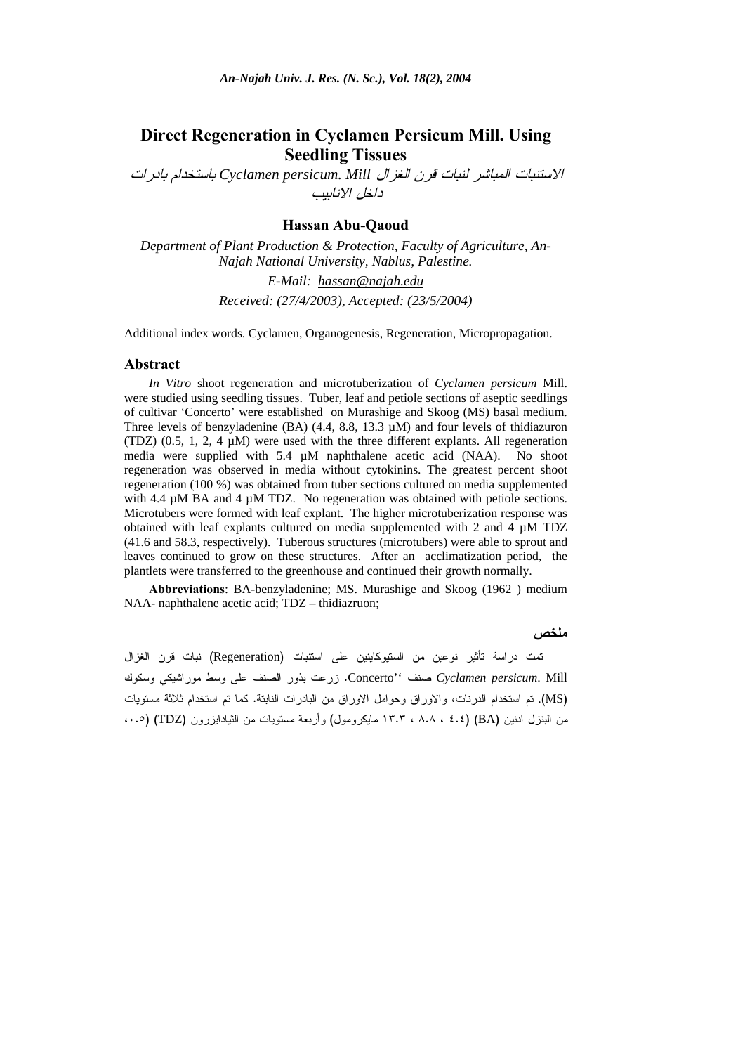# Direct Regeneration in Cyclamen Persicum Mill. Using Seedling Tissues

*الاستنبات المباشر لنبات قرن الغزال Cyclamen persicum. Mill باستخدام بادرات داخل الانابيب*

### Hassan Abu-Qaoud

*Department of Plant Production & Protection, Faculty of Agriculture, An-Najah National University, Nablus, Palestine.*

*E-Mail: hassan@najah.edu*

*Received: (27/4/2003), Accepted: (23/5/2004)*

Additional index words. Cyclamen, Organogenesis, Regeneration, Micropropagation.

## Abstract

*In Vitro* shoot regeneration and microtuberization of *Cyclamen persicum* Mill. were studied using seedling tissues. Tuber, leaf and petiole sections of aseptic seedlings of cultivar 'Concerto' were established on Murashige and Skoog (MS) basal medium. Three levels of benzyladenine (BA) (4.4, 8.8, 13.3 µM) and four levels of thidiazuron (TDZ) (0.5, 1, 2, 4 µM) were used with the three different explants. All regeneration media were supplied with 5.4 µM naphthalene acetic acid (NAA). No shoot regeneration was observed in media without cytokinins. The greatest percent shoot regeneration (100 %) was obtained from tuber sections cultured on media supplemented with 4.4 µM BA and 4 µM TDZ. No regeneration was obtained with petiole sections. Microtubers were formed with leaf explant. The higher microtuberization response was obtained with leaf explants cultured on media supplemented with 2 and 4 µM TDZ (41.6 and 58.3, respectively). Tuberous structures (microtubers) were able to sprout and leaves continued to grow on these structures. After an acclimatization period, the plantlets were transferred to the greenhouse and continued their growth normally.

**Abbreviations**: BA-benzyladenine; MS. Murashige and Skoog (1962 ) medium NAA- naphthalene acetic acid; TDZ – thidiazruon;

## ملخص

تمت دراسة تأثير نوعين من السيتوكاينين على استنبات (Regeneration) نبات قرن الغزال *Cyclamen persicum*. Mill صنف ''Concerto. زرعت بذور الصنف على وسط موراشيكي وسكوك (MS). تم استخدام الدرنات، والاوراق وحوامل الاوراق من البادرات النابتة. كما تم استخدام ثلاثة مستويات من البنزل ادنين (BA) (٤.٤ ، ٨.٨ ، ١٣.٣ مايكرومول) وأربعة مستويات من الثيادايزرون (TDZ) (٠.٥،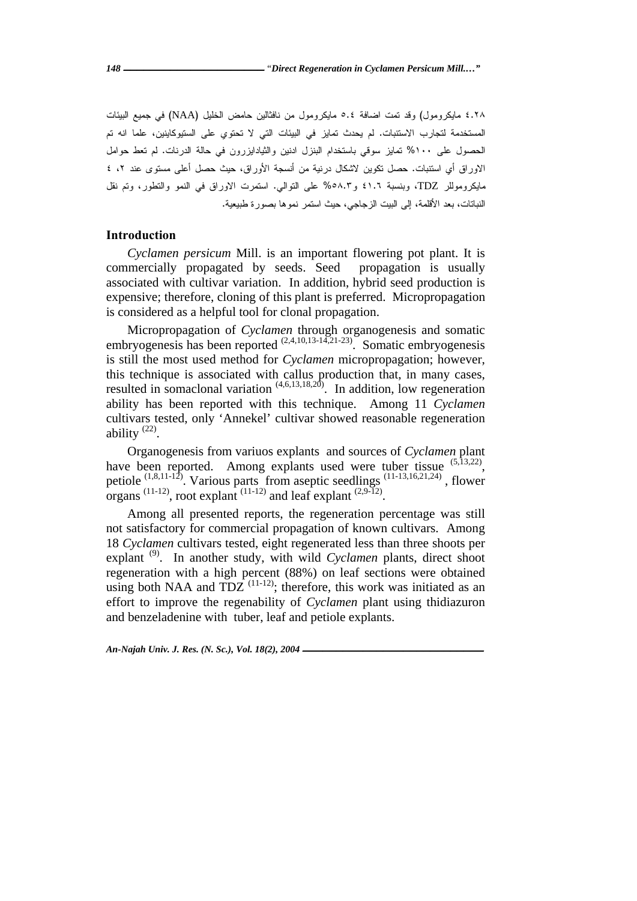٤.٢٨ مايكرومول) وقد تمت اضافة ٥.٤ مايكرومول من نافثالين حامض الخليل (NAA) في جميع البيئات المستخدمة لتجارب الاستنبات. لم يحدث تمايز في البيئات التي لا تحتوي على السيتوكاينين، علما انه تم الحصول على ١٠٠% تمايز سوقي باستخدام البنزل ادنين والثيادايزرون في حالة الدرنات. لم تعط حوامل الاوراق أي استنبات. حصل تكوين لاشكال درنية من أنسجة الأوراق، حيث حصل أعلى مستوى عند ٢، ٤ مايكرومولللر TDZ، وبنسبة ٤١.٦ و٥٨.٣% على التوالي. استمرت الاوراق في النمو والتطور، وتم نقل النباتات، بعد الأقلمة، إلى البيت الزجاجي، حيث استمر نموها بصورة طبيعية.

## Introduction

*Cyclamen persicum* Mill. is an important flowering pot plant. It is commercially propagated by seeds. Seed propagation is usually associated with cultivar variation. In addition, hybrid seed production is expensive; therefore, cloning of this plant is preferred. Micropropagation is considered as a helpful tool for clonal propagation.

Micropropagation of *Cyclamen* through organogenesis and somatic embryogenesis has been reported [2,4,10,13-14,21-23]. Somatic embryogenesis is still the most used method for *Cyclamen* micropropagation; however, this technique is associated with callus production that, in many cases, resulted in somaclonal variation [4,6,13,18,20]. In addition, low regeneration ability has been reported with this technique. Among 11 *Cyclamen* cultivars tested, only 'Annekel' cultivar showed reasonable regeneration ability [22].

Organogenesis from variuos explants and sources of *Cyclamen* plant have been reported. Among explants used were tuber tissue [5,13,22], petiole [1,8,11-12]. Various parts from aseptic seedlings [11-13,16,21,24], flower organs [11-12], root explant [11-12] and leaf explant [2,9-12].

Among all presented reports, the regeneration percentage was still not satisfactory for commercial propagation of known cultivars. Among 18 *Cyclamen* cultivars tested, eight regenerated less than three shoots per explant [9]. In another study, with wild *Cyclamen* plants, direct shoot regeneration with a high percent (88%) on leaf sections were obtained using both NAA and TDZ [11-12]; therefore, this work was initiated as an effort to improve the regenability of *Cyclamen* plant using thidiazuron and benzeladenine with tuber, leaf and petiole explants.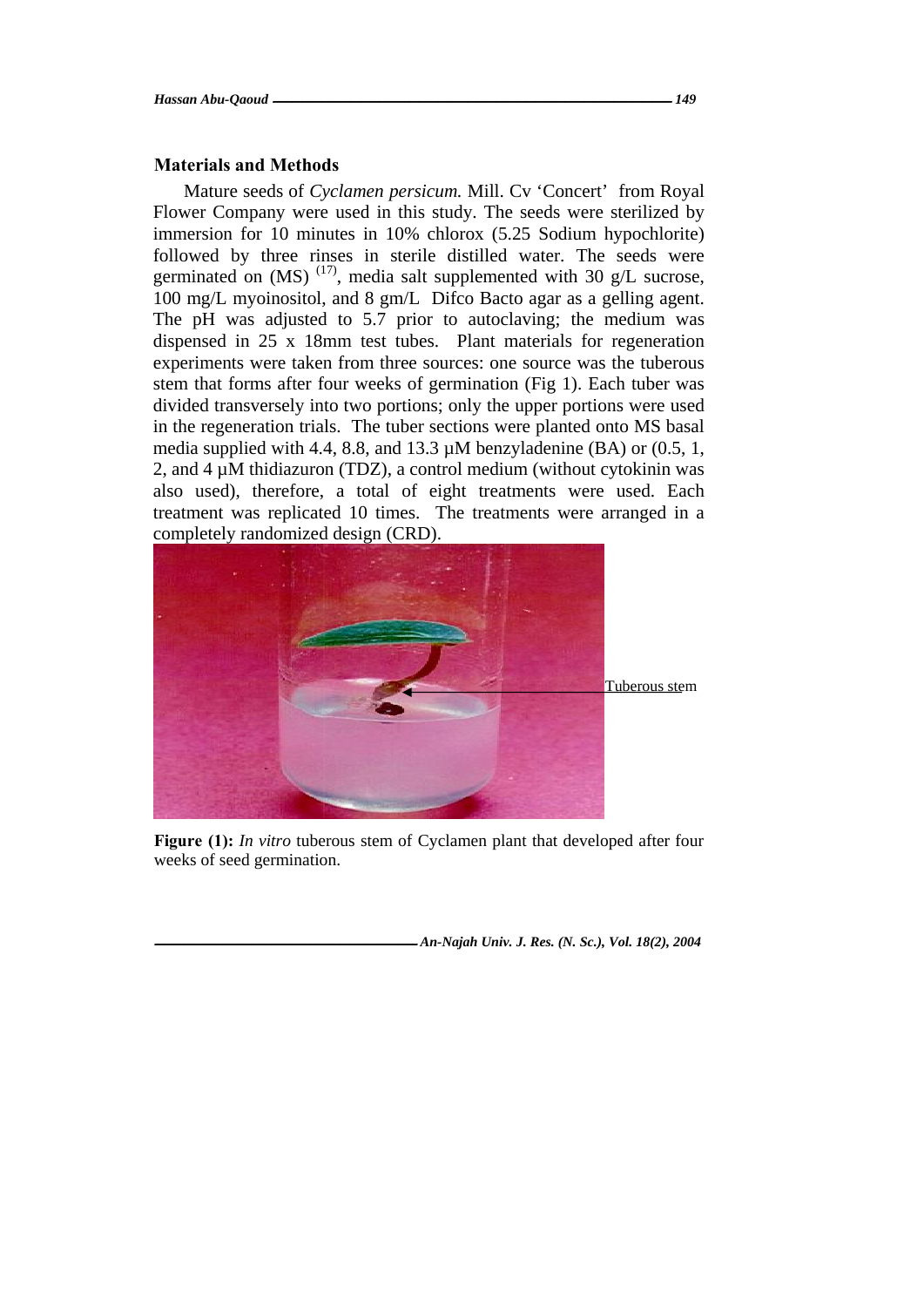## Materials and Methods

Mature seeds of *Cyclamen persicum.* Mill. Cv 'Concert' from Royal Flower Company were used in this study. The seeds were sterilized by immersion for 10 minutes in 10% chlorox (5.25 Sodium hypochlorite) followed by three rinses in sterile distilled water. The seeds were germinated on (MS) [17], media salt supplemented with 30 g/L sucrose, 100 mg/L myoinositol, and 8 gm/L Difco Bacto agar as a gelling agent. The pH was adjusted to 5.7 prior to autoclaving; the medium was dispensed in 25 x 18mm test tubes. Plant materials for regeneration experiments were taken from three sources: one source was the tuberous stem that forms after four weeks of germination (Fig 1). Each tuber was divided transversely into two portions; only the upper portions were used in the regeneration trials. The tuber sections were planted onto MS basal media supplied with 4.4, 8.8, and 13.3 µM benzyladenine (BA) or (0.5, 1, 2, and 4 µM thidiazuron (TDZ), a control medium (without cytokinin was also used), therefore, a total of eight treatments were used. Each treatment was replicated 10 times. The treatments were arranged in a completely randomized design (CRD).

Tuberous stem

**Figure (1):** *In vitro* tuberous stem of Cyclamen plant that developed after four weeks of seed germination.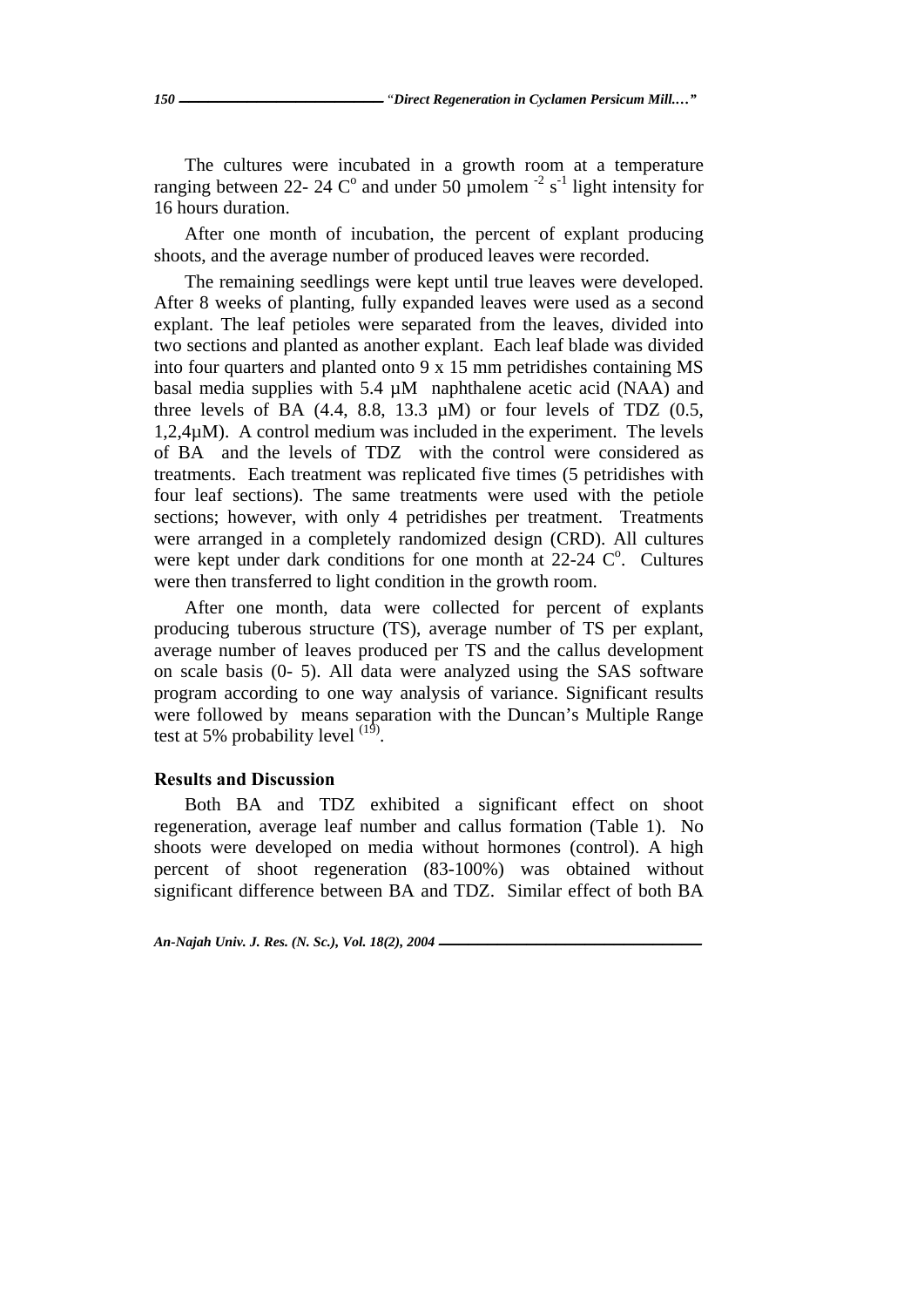The cultures were incubated in a growth room at a temperature ranging between 22- 24 C$^{o}$ and under 50 µmolem $^{-2}$ s$^{-1}$ light intensity for 16 hours duration.

After one month of incubation, the percent of explant producing shoots, and the average number of produced leaves were recorded.

The remaining seedlings were kept until true leaves were developed. After 8 weeks of planting, fully expanded leaves were used as a second explant. The leaf petioles were separated from the leaves, divided into two sections and planted as another explant. Each leaf blade was divided into four quarters and planted onto 9 x 15 mm petridishes containing MS basal media supplies with 5.4 µM naphthalene acetic acid (NAA) and three levels of BA (4.4, 8.8, 13.3 µM) or four levels of TDZ (0.5, 1,2,4µM). A control medium was included in the experiment. The levels of BA and the levels of TDZ with the control were considered as treatments. Each treatment was replicated five times (5 petridishes with four leaf sections). The same treatments were used with the petiole sections; however, with only 4 petridishes per treatment. Treatments were arranged in a completely randomized design (CRD). All cultures were kept under dark conditions for one month at 22-24 C$^{o}$. Cultures were then transferred to light condition in the growth room.

After one month, data were collected for percent of explants producing tuberous structure (TS), average number of TS per explant, average number of leaves produced per TS and the callus development on scale basis (0- 5). All data were analyzed using the SAS software program according to one way analysis of variance. Significant results were followed by means separation with the Duncan's Multiple Range test at 5% probability level [19].

### Results and Discussion

Both BA and TDZ exhibited a significant effect on shoot regeneration, average leaf number and callus formation (Table 1). No shoots were developed on media without hormones (control). A high percent of shoot regeneration (83-100%) was obtained without significant difference between BA and TDZ. Similar effect of both BA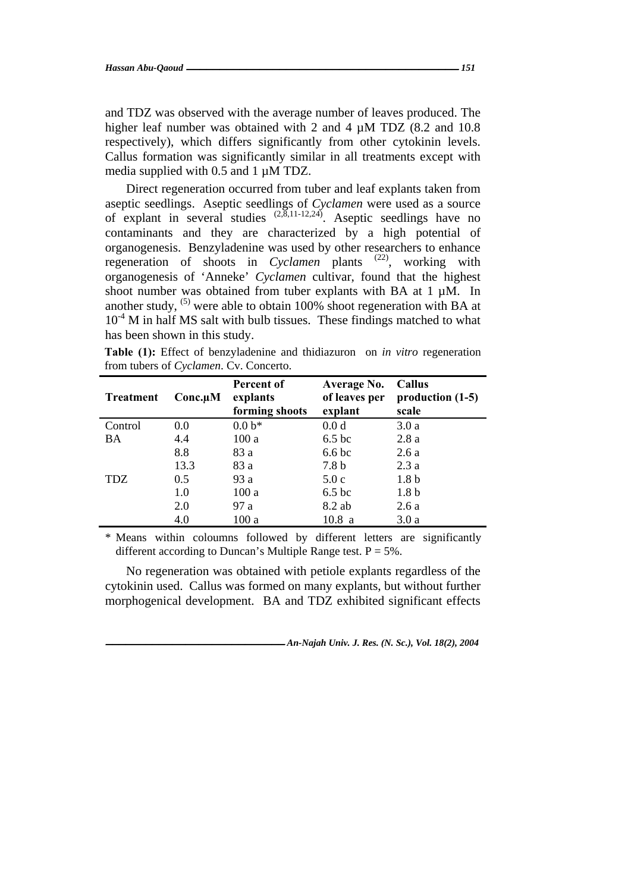and TDZ was observed with the average number of leaves produced. The higher leaf number was obtained with 2 and 4 µM TDZ (8.2 and 10.8 respectively), which differs significantly from other cytokinin levels. Callus formation was significantly similar in all treatments except with media supplied with 0.5 and 1 µM TDZ.

Direct regeneration occurred from tuber and leaf explants taken from aseptic seedlings. Aseptic seedlings of *Cyclamen* were used as a source of explant in several studies [2,8,11-12,24]. Aseptic seedlings have no contaminants and they are characterized by a high potential of organogenesis. Benzyladenine was used by other researchers to enhance regeneration of shoots in *Cyclamen* plants [22], working with organogenesis of 'Anneke' *Cyclamen* cultivar, found that the highest shoot number was obtained from tuber explants with BA at 1 µM. In another study, [5] were able to obtain 100% shoot regeneration with BA at $10^{-4}$ M in half MS salt with bulb tissues. These findings matched to what has been shown in this study.

**Table (1):** Effect of benzyladenine and thidiazuron on *in vitro* regeneration from tubers of *Cyclamen*. Cv. Concerto.

| Treatment | Conc.µM | Percent of explants forming shoots | Average No. of leaves per explant | Callus production (1-5) scale |
|---|---|---|---|---|
| Control | 0.0 | 0.0 b* | 0.0 d | 3.0 a |
| BA | 4.4 | 100 a | 6.5 bc | 2.8 a |
| | 8.8 | 83 a | 6.6 bc | 2.6 a |
| | 13.3 | 83 a | 7.8 b | 2.3 a |
| TDZ | 0.5 | 93 a | 5.0 c | 1.8 b |
| | 1.0 | 100 a | 6.5 bc | 1.8 b |
| | 2.0 | 97 a | 8.2 ab | 2.6 a |
| | 4.0 | 100 a | 10.8 a | 3.0 a |

\* Means within coloumns followed by different letters are significantly different according to Duncan's Multiple Range test. P = 5%.

No regeneration was obtained with petiole explants regardless of the cytokinin used. Callus was formed on many explants, but without further morphogenical development. BA and TDZ exhibited significant effects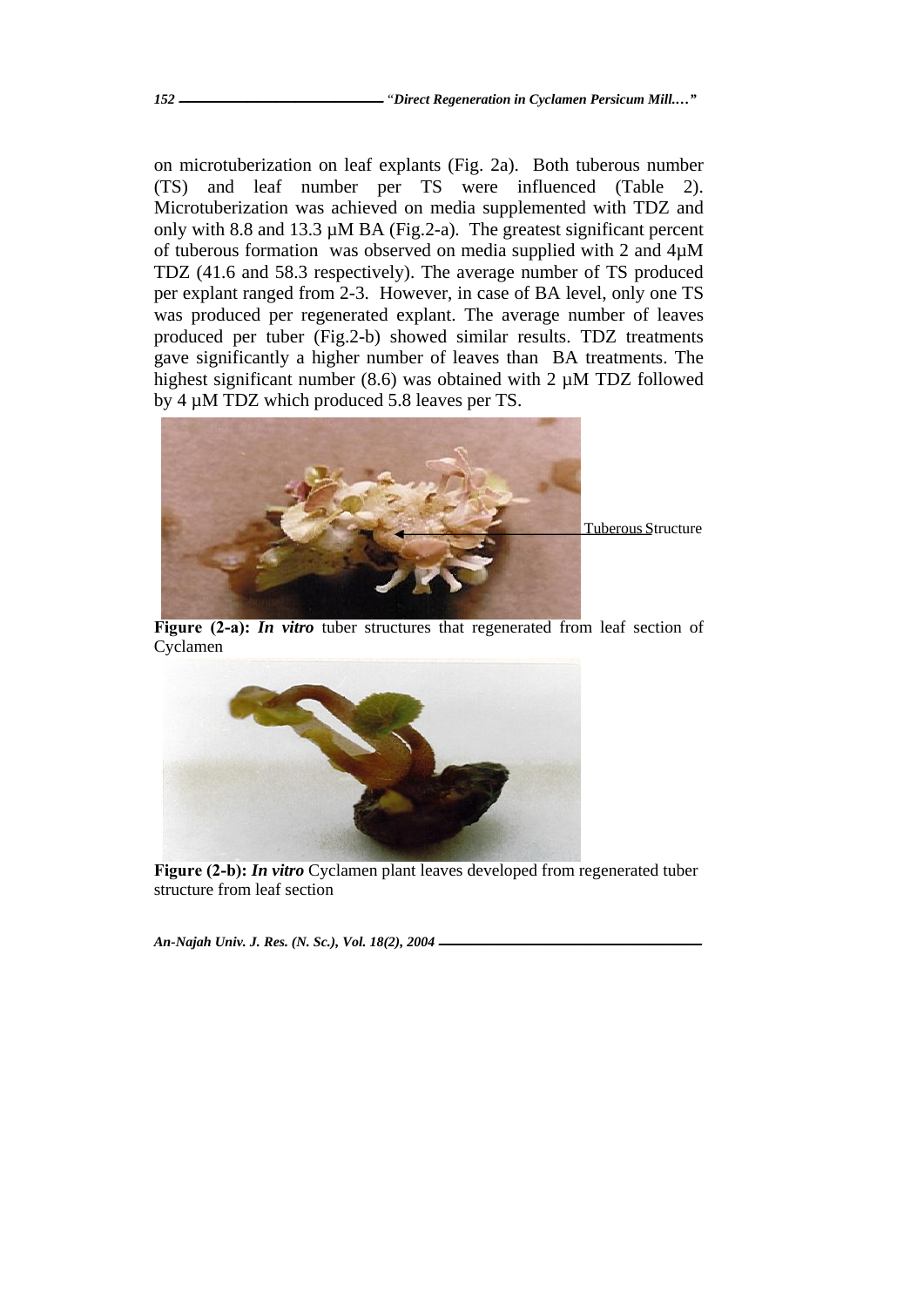on microtuberization on leaf explants (Fig. 2a). Both tuberous number (TS) and leaf number per TS were influenced (Table 2). Microtuberization was achieved on media supplemented with TDZ and only with 8.8 and 13.3 µM BA (Fig.2-a). The greatest significant percent of tuberous formation was observed on media supplied with 2 and 4µM TDZ (41.6 and 58.3 respectively). The average number of TS produced per explant ranged from 2-3. However, in case of BA level, only one TS was produced per regenerated explant. The average number of leaves produced per tuber (Fig.2-b) showed similar results. TDZ treatments gave significantly a higher number of leaves than BA treatments. The highest significant number (8.6) was obtained with 2 µM TDZ followed by 4 µM TDZ which produced 5.8 leaves per TS.

Tuberous Structure

**Figure (2-a):** ***In vitro*** tuber structures that regenerated from leaf section of Cyclamen

**Figure (2-b):** ***In vitro*** Cyclamen plant leaves developed from regenerated tuber structure from leaf section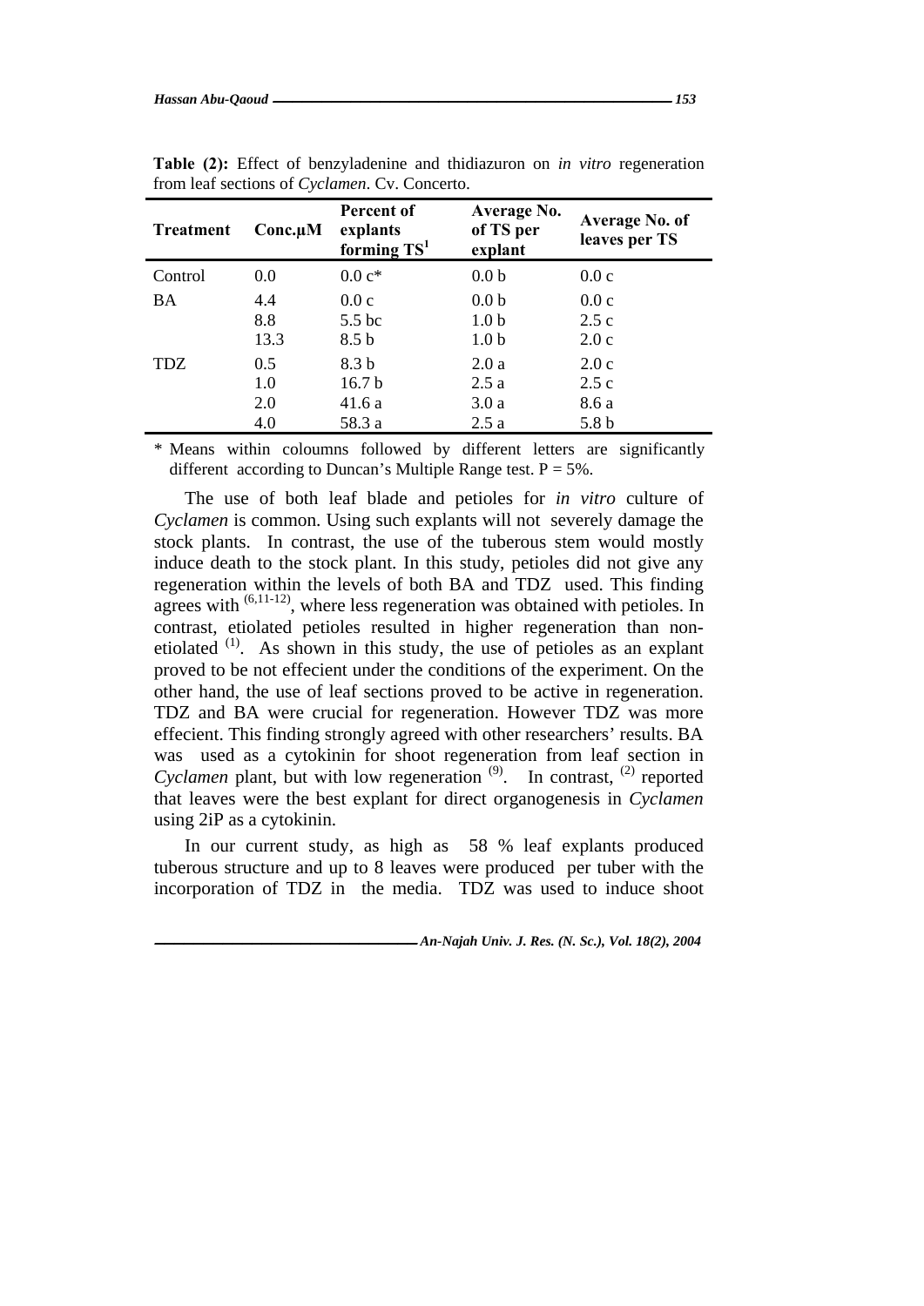**Table (2):** Effect of benzyladenine and thidiazuron on *in vitro* regeneration from leaf sections of *Cyclamen*. Cv. Concerto.

| Treatment | Conc.µM | Percent of explants forming TS[1] | Average No. of TS per explant | Average No. of leaves per TS |
|---|---|---|---|---|
| Control | 0.0 | 0.0 c* | 0.0 b | 0.0 c |
| BA | 4.4 | 0.0 c | 0.0 b | 0.0 c |
| | 8.8 | 5.5 bc | 1.0 b | 2.5 c |
| | 13.3 | 8.5 b | 1.0 b | 2.0 c |
| TDZ | 0.5 | 8.3 b | 2.0 a | 2.0 c |
| | 1.0 | 16.7 b | 2.5 a | 2.5 c |
| | 2.0 | 41.6 a | 3.0 a | 8.6 a |
| | 4.0 | 58.3 a | 2.5 a | 5.8 b |

\* Means within coloumns followed by different letters are significantly different according to Duncan's Multiple Range test. P = 5%.

The use of both leaf blade and petioles for *in vitro* culture of *Cyclamen* is common. Using such explants will not severely damage the stock plants. In contrast, the use of the tuberous stem would mostly induce death to the stock plant. In this study, petioles did not give any regeneration within the levels of both BA and TDZ used. This finding agrees with [6,11-12], where less regeneration was obtained with petioles. In contrast, etiolated petioles resulted in higher regeneration than non-etiolated [1]. As shown in this study, the use of petioles as an explant proved to be not effecient under the conditions of the experiment. On the other hand, the use of leaf sections proved to be active in regeneration. TDZ and BA were crucial for regeneration. However TDZ was more effecient. This finding strongly agreed with other researchers' results. BA was used as a cytokinin for shoot regeneration from leaf section in *Cyclamen* plant, but with low regeneration [9]. In contrast, [2] reported that leaves were the best explant for direct organogenesis in *Cyclamen* using 2iP as a cytokinin.

In our current study, as high as 58 % leaf explants produced tuberous structure and up to 8 leaves were produced per tuber with the incorporation of TDZ in the media. TDZ was used to induce shoot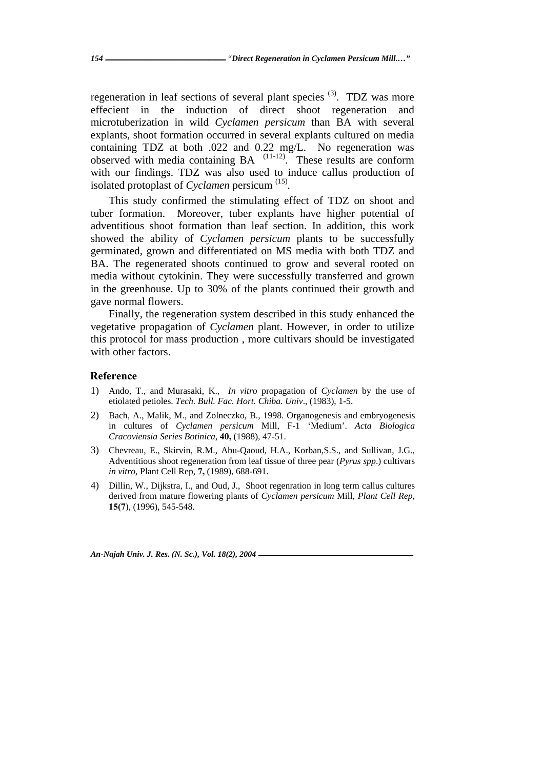regeneration in leaf sections of several plant species [3]. TDZ was more effecient in the induction of direct shoot regeneration and microtuberization in wild *Cyclamen persicum* than BA with several explants, shoot formation occurred in several explants cultured on media containing TDZ at both .022 and 0.22 mg/L. No regeneration was observed with media containing BA [11-12]. These results are conform with our findings. TDZ was also used to induce callus production of isolated protoplast of *Cyclamen* persicum [15].

This study confirmed the stimulating effect of TDZ on shoot and tuber formation. Moreover, tuber explants have higher potential of adventitious shoot formation than leaf section. In addition, this work showed the ability of *Cyclamen persicum* plants to be successfully germinated, grown and differentiated on MS media with both TDZ and BA. The regenerated shoots continued to grow and several rooted on media without cytokinin. They were successfully transferred and grown in the greenhouse. Up to 30% of the plants continued their growth and gave normal flowers.

Finally, the regeneration system described in this study enhanced the vegetative propagation of *Cyclamen* plant. However, in order to utilize this protocol for mass production , more cultivars should be investigated with other factors.

## Reference

1) Ando, T., and Murasaki, K., *In vitro* propagation of *Cyclamen* by the use of etiolated petioles. *Tech. Bull. Fac. Hort. Chiba. Univ*., (1983), 1-5.
2) Bach, A., Malik, M., and Zolneczko, B., 1998. Organogenesis and embryogenesis in cultures of *Cyclamen persicum* Mill, F-1 'Medium'. *Acta Biologica Cracoviensia Series Botinica*, **40,** (1988), 47-51.
3) Chevreau, E., Skirvin, R.M., Abu-Qaoud, H.A., Korban,S.S., and Sullivan, J.G., Adventitious shoot regeneration from leaf tissue of three pear (*Pyrus spp*.) cultivars *in vitro*, Plant Cell Rep, **7,** (1989), 688-691.
4) Dillin, W., Dijkstra, I., and Oud, J., Shoot regenration in long term callus cultures derived from mature flowering plants of *Cyclamen persicum* Mill, *Plant Cell Rep*, **15(7**), (1996), 545-548.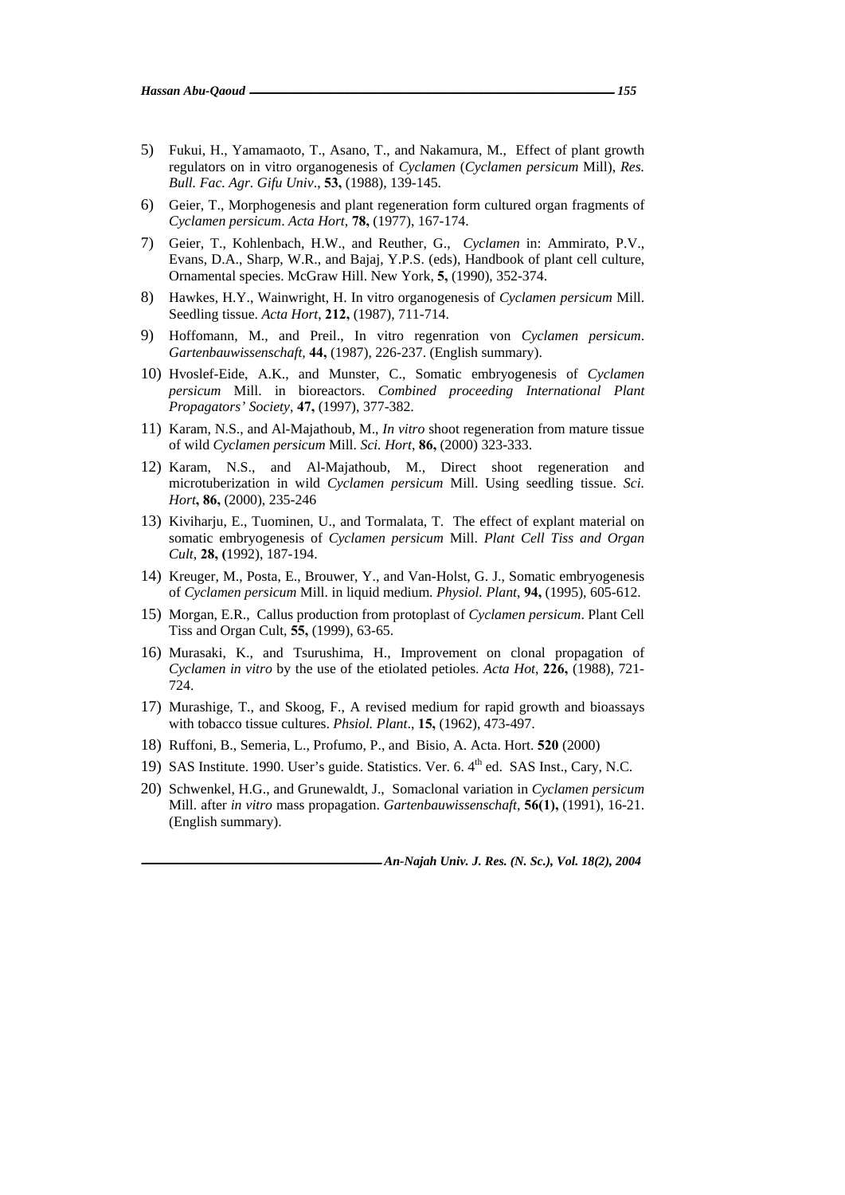5) Fukui, H., Yamamaoto, T., Asano, T., and Nakamura, M., Effect of plant growth regulators on in vitro organogenesis of *Cyclamen* (*Cyclamen persicum* Mill), *Res. Bull. Fac. Agr. Gifu Univ*., **53,** (1988), 139-145.

6) Geier, T., Morphogenesis and plant regeneration form cultured organ fragments of *Cyclamen persicum*. *Acta Hort*, **78,** (1977), 167-174.

7) Geier, T., Kohlenbach, H.W., and Reuther, G., *Cyclamen* in: Ammirato, P.V., Evans, D.A., Sharp, W.R., and Bajaj, Y.P.S. (eds), Handbook of plant cell culture, Ornamental species. McGraw Hill. New York, **5,** (1990), 352-374.

8) Hawkes, H.Y., Wainwright, H. In vitro organogenesis of *Cyclamen persicum* Mill. Seedling tissue. *Acta Hort*, **212,** (1987), 711-714.

9) Hoffomann, M., and Preil., In vitro regenration von *Cyclamen persicum*. *Gartenbauwissenschaft*, **44,** (1987), 226-237. (English summary).

10) Hvoslef-Eide, A.K., and Munster, C., Somatic embryogenesis of *Cyclamen persicum* Mill. in bioreactors. *Combined proceeding International Plant Propagators' Society*, **47,** (1997), 377-382.

11) Karam, N.S., and Al-Majathoub, M., *In vitro* shoot regeneration from mature tissue of wild *Cyclamen persicum* Mill. *Sci. Hort*, **86,** (2000) 323-333.

12) Karam, N.S., and Al-Majathoub, M., Direct shoot regeneration and microtuberization in wild *Cyclamen persicum* Mill. Using seedling tissue. *Sci. Hort***, 86,** (2000), 235-246

13) Kiviharju, E., Tuominen, U., and Tormalata, T. The effect of explant material on somatic embryogenesis of *Cyclamen persicum* Mill. *Plant Cell Tiss and Organ Cult*, **28, (**1992), 187-194.

14) Kreuger, M., Posta, E., Brouwer, Y., and Van-Holst, G. J., Somatic embryogenesis of *Cyclamen persicum* Mill. in liquid medium. *Physiol. Plant*, **94,** (1995), 605-612.

15) Morgan, E.R., Callus production from protoplast of *Cyclamen persicum*. Plant Cell Tiss and Organ Cult, **55,** (1999), 63-65.

16) Murasaki, K., and Tsurushima, H., Improvement on clonal propagation of *Cyclamen in vitro* by the use of the etiolated petioles. *Acta Hot*, **226,** (1988), 721-724.

17) Murashige, T., and Skoog, F., A revised medium for rapid growth and bioassays with tobacco tissue cultures. *Phsiol. Plant*., **15,** (1962), 473-497.

18) Ruffoni, B., Semeria, L., Profumo, P., and Bisio, A. Acta. Hort. **520** (2000)

19) SAS Institute. 1990. User's guide. Statistics. Ver. 6. 4th ed. SAS Inst., Cary, N.C.

20) Schwenkel, H.G., and Grunewaldt, J., Somaclonal variation in *Cyclamen persicum* Mill. after *in vitro* mass propagation. *Gartenbauwissenschaft*, **56(1),** (1991), 16-21. (English summary).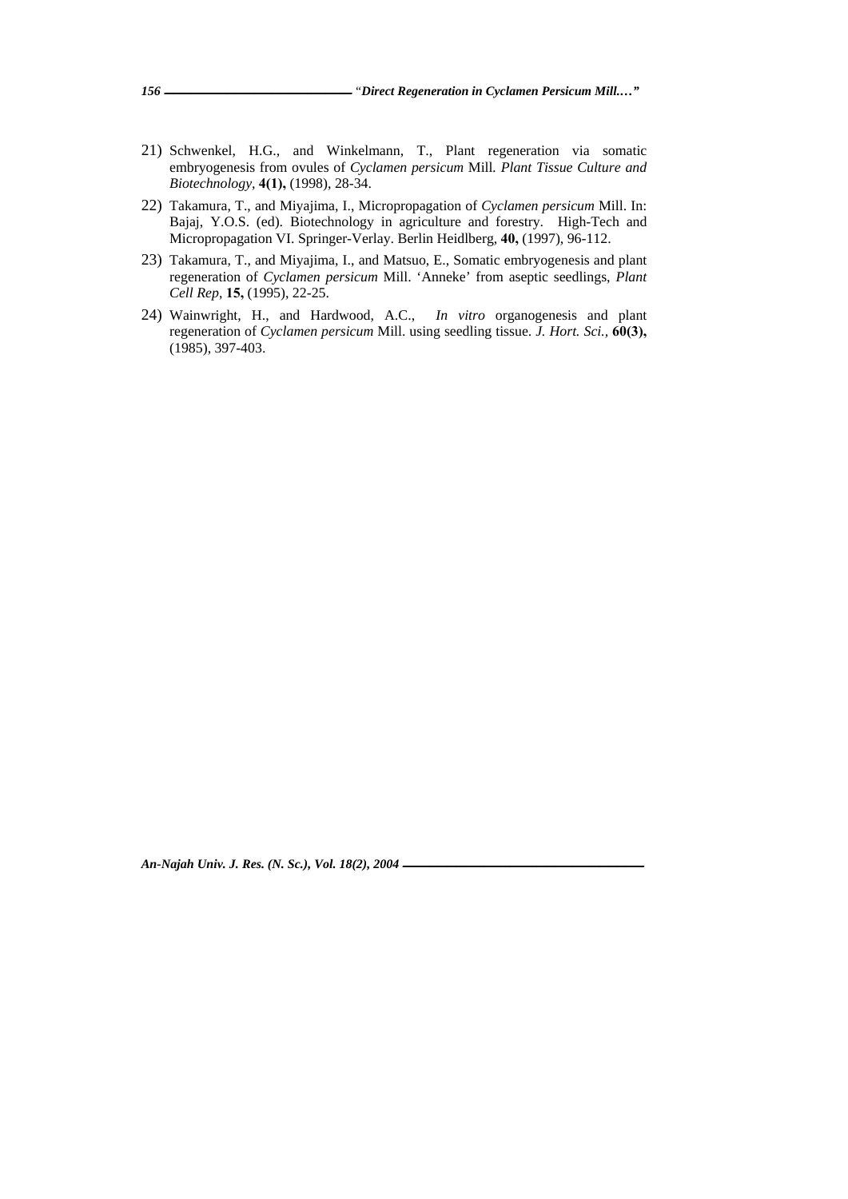21) Schwenkel, H.G., and Winkelmann, T., Plant regeneration via somatic embryogenesis from ovules of *Cyclamen persicum* Mill. *Plant Tissue Culture and Biotechnology*, **4(1),** (1998), 28-34.

22) Takamura, T., and Miyajima, I., Micropropagation of *Cyclamen persicum* Mill. In: Bajaj, Y.O.S. (ed). Biotechnology in agriculture and forestry. High-Tech and Micropropagation VI. Springer-Verlay. Berlin Heidlberg, **40,** (1997), 96-112.

23) Takamura, T., and Miyajima, I., and Matsuo, E., Somatic embryogenesis and plant regeneration of *Cyclamen persicum* Mill. 'Anneke' from aseptic seedlings, *Plant Cell Rep*, **15,** (1995), 22-25.

24) Wainwright, H., and Hardwood, A.C., *In vitro* organogenesis and plant regeneration of *Cyclamen persicum* Mill. using seedling tissue. *J. Hort. Sci.,* **60(3),** (1985), 397-403.